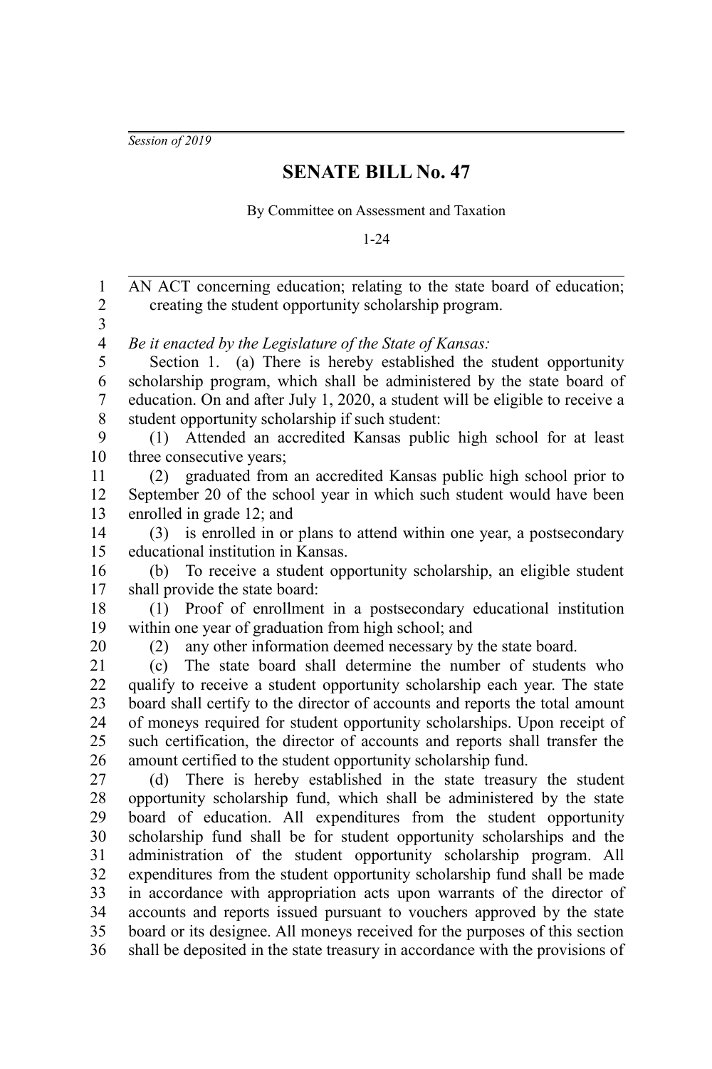*Session of 2019*

# SENATE BILL No. 47

By Committee on Assessment and Taxation

1-24

AN ACT concerning education; relating to the state board of education; creating the student opportunity scholarship program.

*Be it enacted by the Legislature of the State of Kansas:*

Section 1. (a) There is hereby established the student opportunity scholarship program, which shall be administered by the state board of education. On and after July 1, 2020, a student will be eligible to receive a student opportunity scholarship if such student:

(1) Attended an accredited Kansas public high school for at least three consecutive years;

(2) graduated from an accredited Kansas public high school prior to September 20 of the school year in which such student would have been enrolled in grade 12; and

(3) is enrolled in or plans to attend within one year, a postsecondary educational institution in Kansas.

(b) To receive a student opportunity scholarship, an eligible student shall provide the state board:

(1) Proof of enrollment in a postsecondary educational institution within one year of graduation from high school; and

(2) any other information deemed necessary by the state board.

(c) The state board shall determine the number of students who qualify to receive a student opportunity scholarship each year. The state board shall certify to the director of accounts and reports the total amount of moneys required for student opportunity scholarships. Upon receipt of such certification, the director of accounts and reports shall transfer the amount certified to the student opportunity scholarship fund.

(d) There is hereby established in the state treasury the student opportunity scholarship fund, which shall be administered by the state board of education. All expenditures from the student opportunity scholarship fund shall be for student opportunity scholarships and the administration of the student opportunity scholarship program. All expenditures from the student opportunity scholarship fund shall be made in accordance with appropriation acts upon warrants of the director of accounts and reports issued pursuant to vouchers approved by the state board or its designee. All moneys received for the purposes of this section shall be deposited in the state treasury in accordance with the provisions of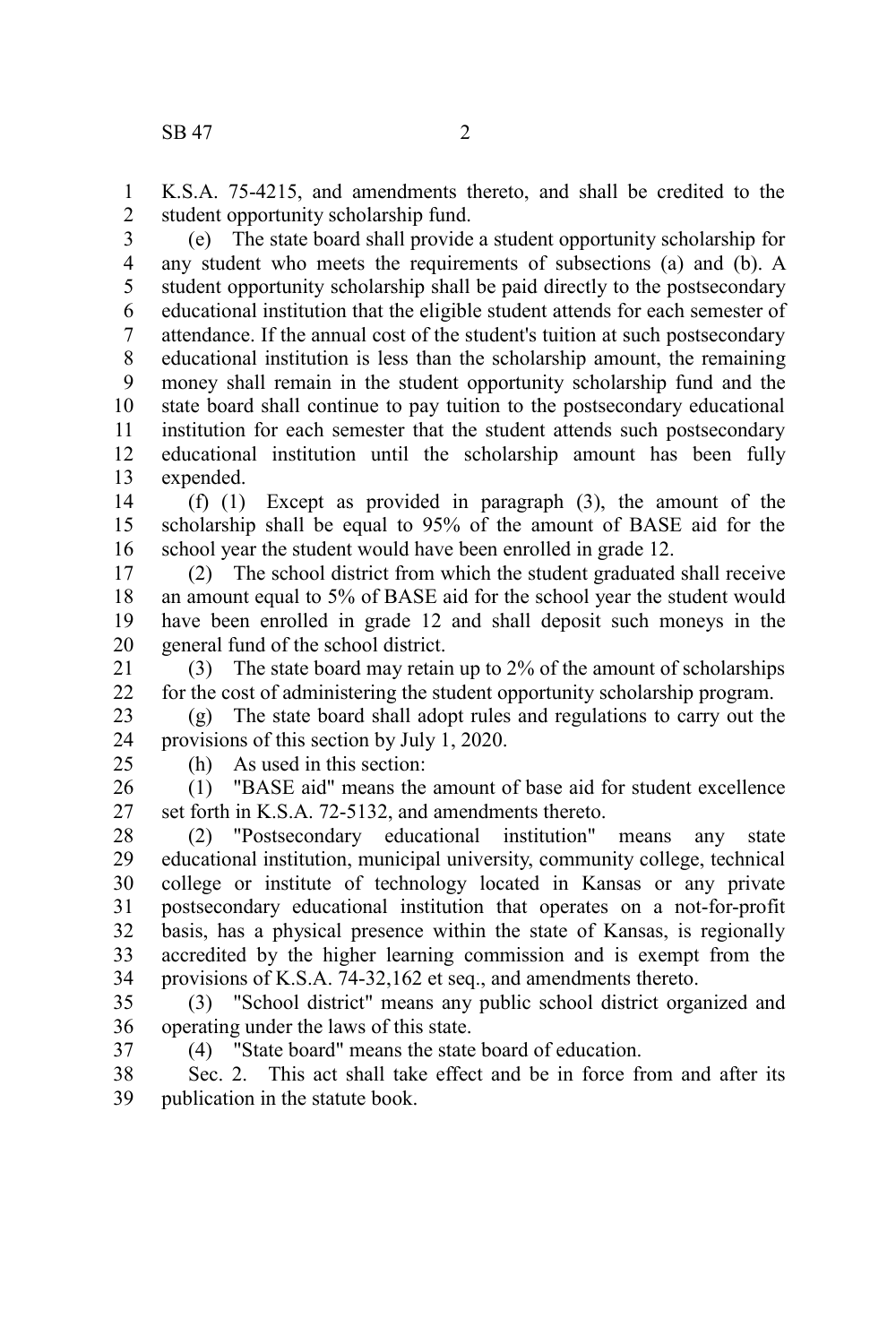K.S.A. 75-4215, and amendments thereto, and shall be credited to the student opportunity scholarship fund.

(e) The state board shall provide a student opportunity scholarship for any student who meets the requirements of subsections (a) and (b). A student opportunity scholarship shall be paid directly to the postsecondary educational institution that the eligible student attends for each semester of attendance. If the annual cost of the student's tuition at such postsecondary educational institution is less than the scholarship amount, the remaining money shall remain in the student opportunity scholarship fund and the state board shall continue to pay tuition to the postsecondary educational institution for each semester that the student attends such postsecondary educational institution until the scholarship amount has been fully expended.

(f) (1) Except as provided in paragraph (3), the amount of the scholarship shall be equal to 95% of the amount of BASE aid for the school year the student would have been enrolled in grade 12.

(2) The school district from which the student graduated shall receive an amount equal to 5% of BASE aid for the school year the student would have been enrolled in grade 12 and shall deposit such moneys in the general fund of the school district.

(3) The state board may retain up to 2% of the amount of scholarships for the cost of administering the student opportunity scholarship program.

(g) The state board shall adopt rules and regulations to carry out the provisions of this section by July 1, 2020.

(h) As used in this section:

(1) "BASE aid" means the amount of base aid for student excellence set forth in K.S.A. 72-5132, and amendments thereto.

(2) "Postsecondary educational institution" means any state educational institution, municipal university, community college, technical college or institute of technology located in Kansas or any private postsecondary educational institution that operates on a not-for-profit basis, has a physical presence within the state of Kansas, is regionally accredited by the higher learning commission and is exempt from the provisions of K.S.A. 74-32,162 et seq., and amendments thereto.

(3) "School district" means any public school district organized and operating under the laws of this state.

(4) "State board" means the state board of education.

Sec. 2. This act shall take effect and be in force from and after its publication in the statute book.